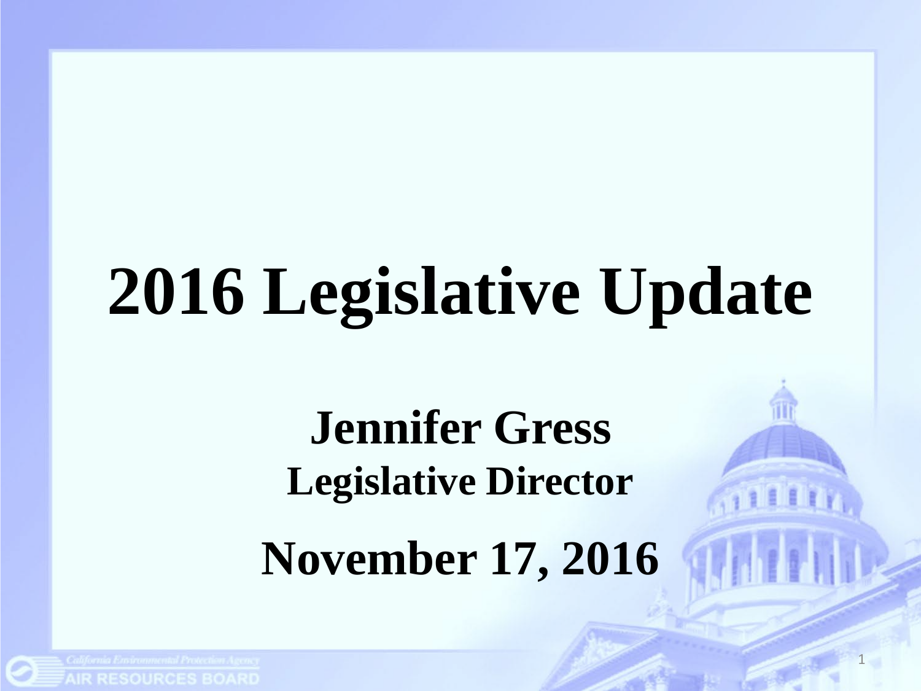# 2016 Legislative Update

## Jennifer Gress

### Legislative Director

## November 17, 2016

California Environmental Protection Agency
AIR RESOURCES BOARD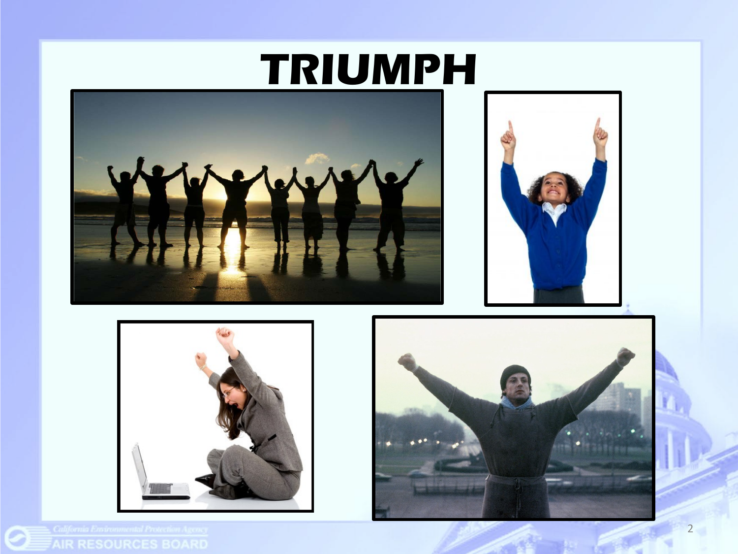# TRIUMPH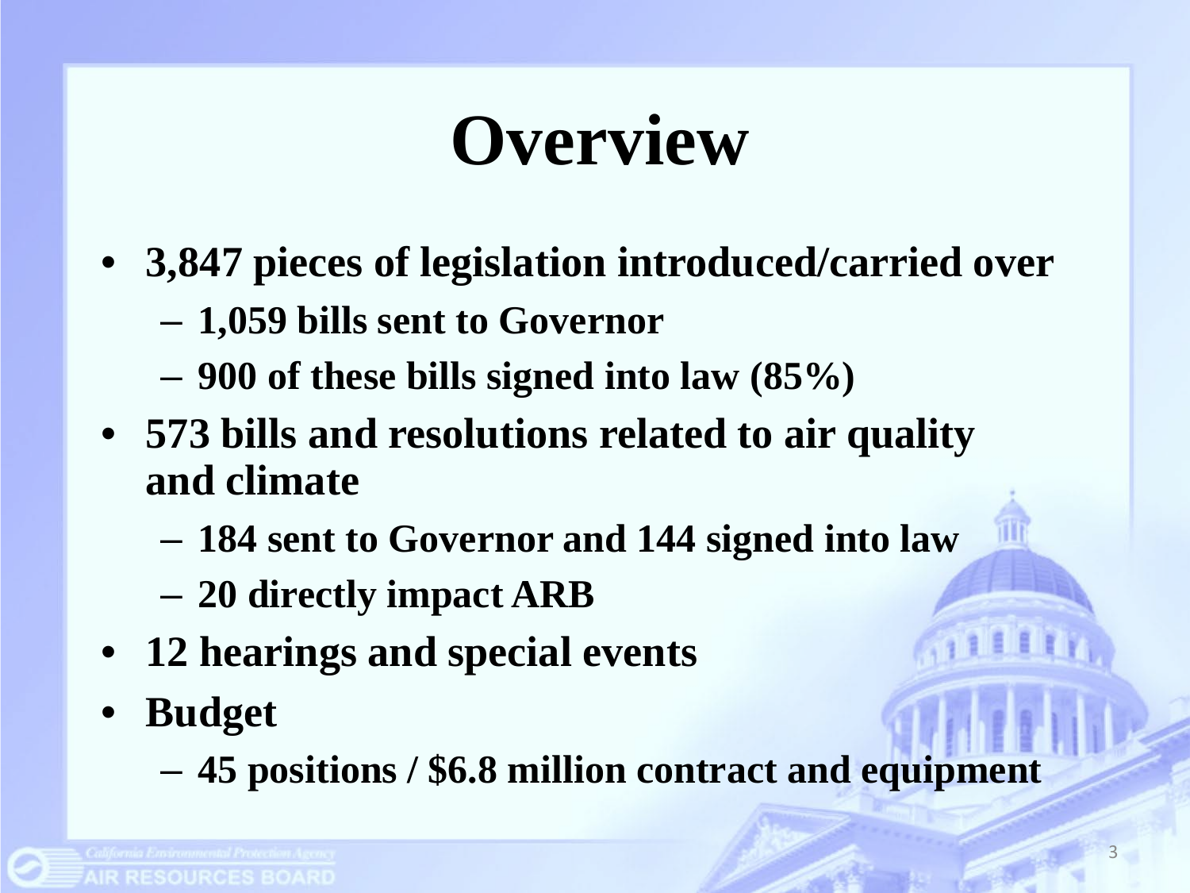# Overview

- **3,847 pieces of legislation introduced/carried over**
  - **1,059 bills sent to Governor**
  - **900 of these bills signed into law (85%)**
- **573 bills and resolutions related to air quality and climate**
  - **184 sent to Governor and 144 signed into law**
  - **20 directly impact ARB**
- **12 hearings and special events**
- **Budget**
  - **45 positions / $6.8 million contract and equipment**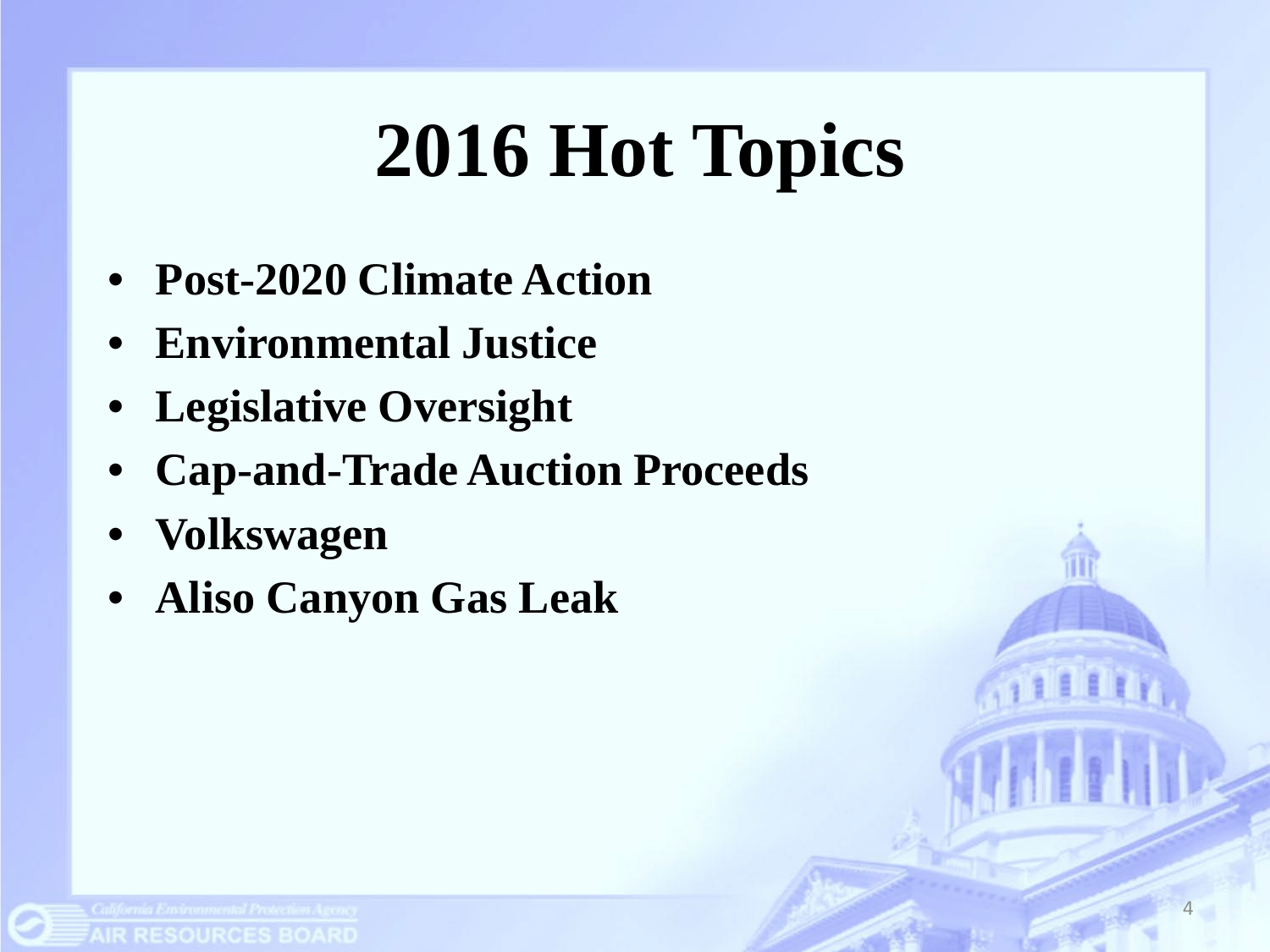# 2016 Hot Topics

- **Post-2020 Climate Action**
- **Environmental Justice**
- **Legislative Oversight**
- **Cap-and-Trade Auction Proceeds**
- **Volkswagen**
- **Aliso Canyon Gas Leak**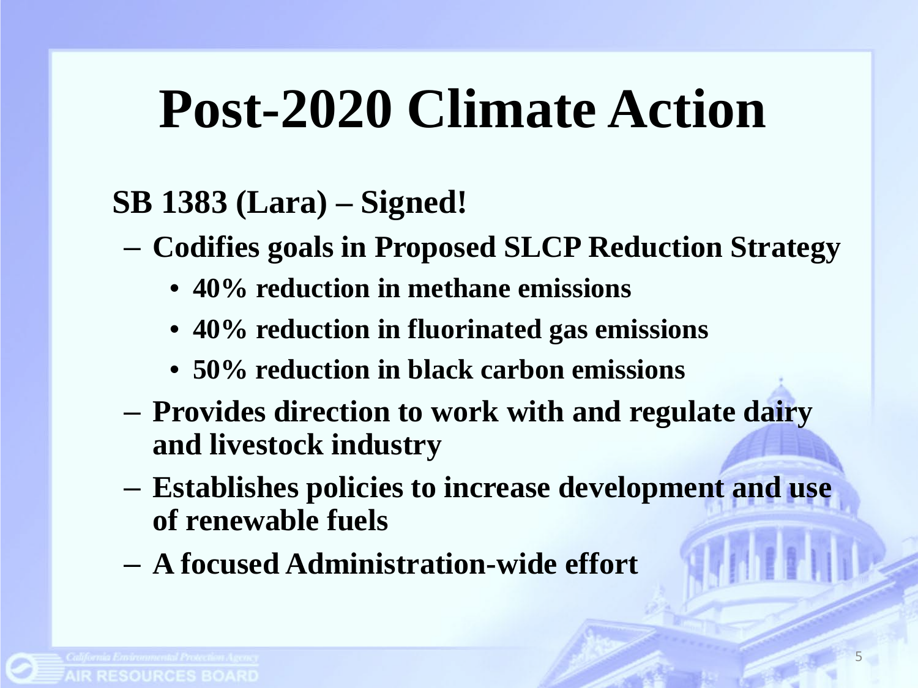# Post-2020 Climate Action

**SB 1383 (Lara) – Signed!**

- **Codifies goals in Proposed SLCP Reduction Strategy**
  - **40% reduction in methane emissions**
  - **40% reduction in fluorinated gas emissions**
  - **50% reduction in black carbon emissions**
- **Provides direction to work with and regulate dairy and livestock industry**
- **Establishes policies to increase development and use of renewable fuels**
- **A focused Administration-wide effort**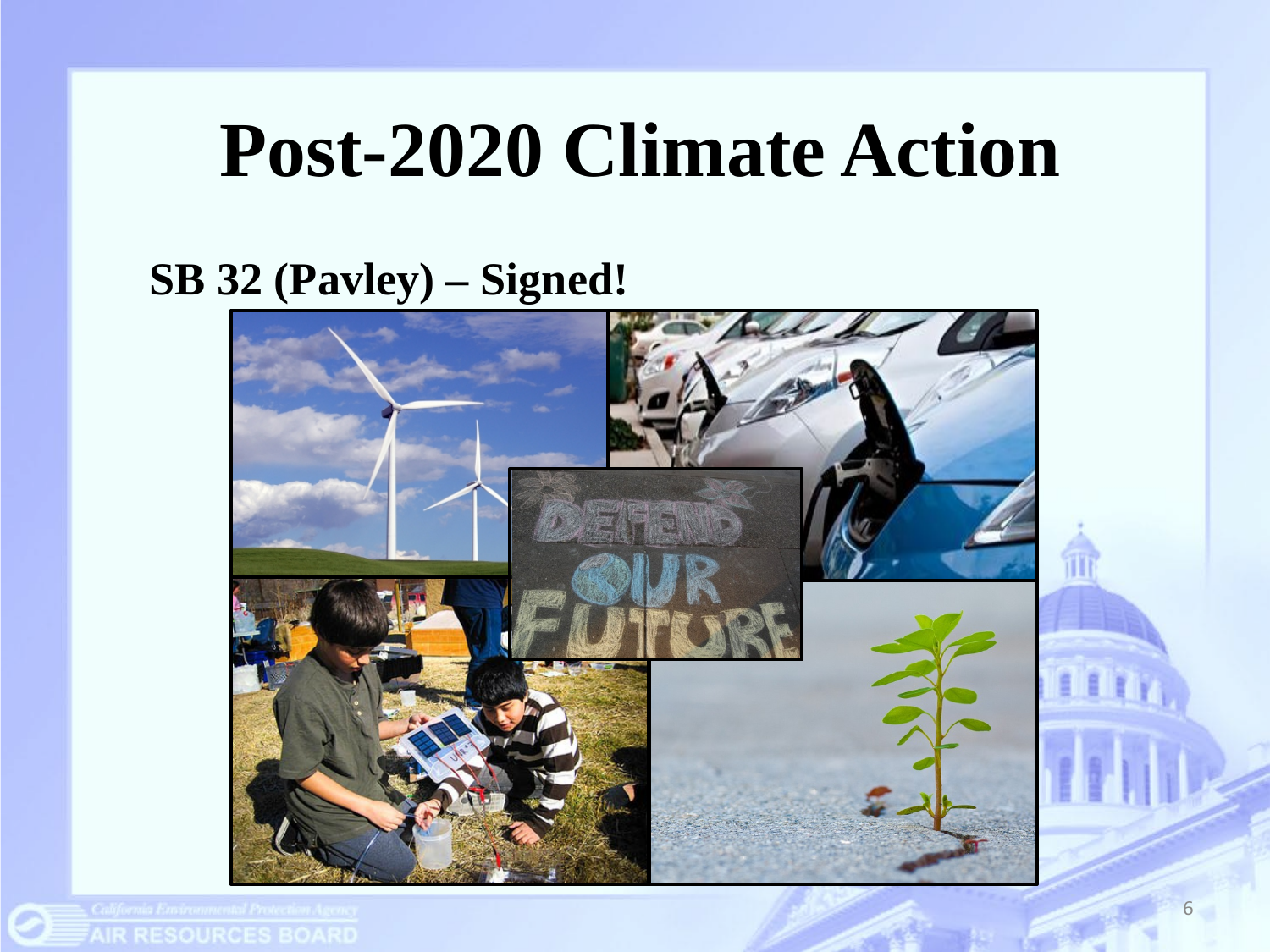# Post-2020 Climate Action

**SB 32 (Pavley) – Signed!**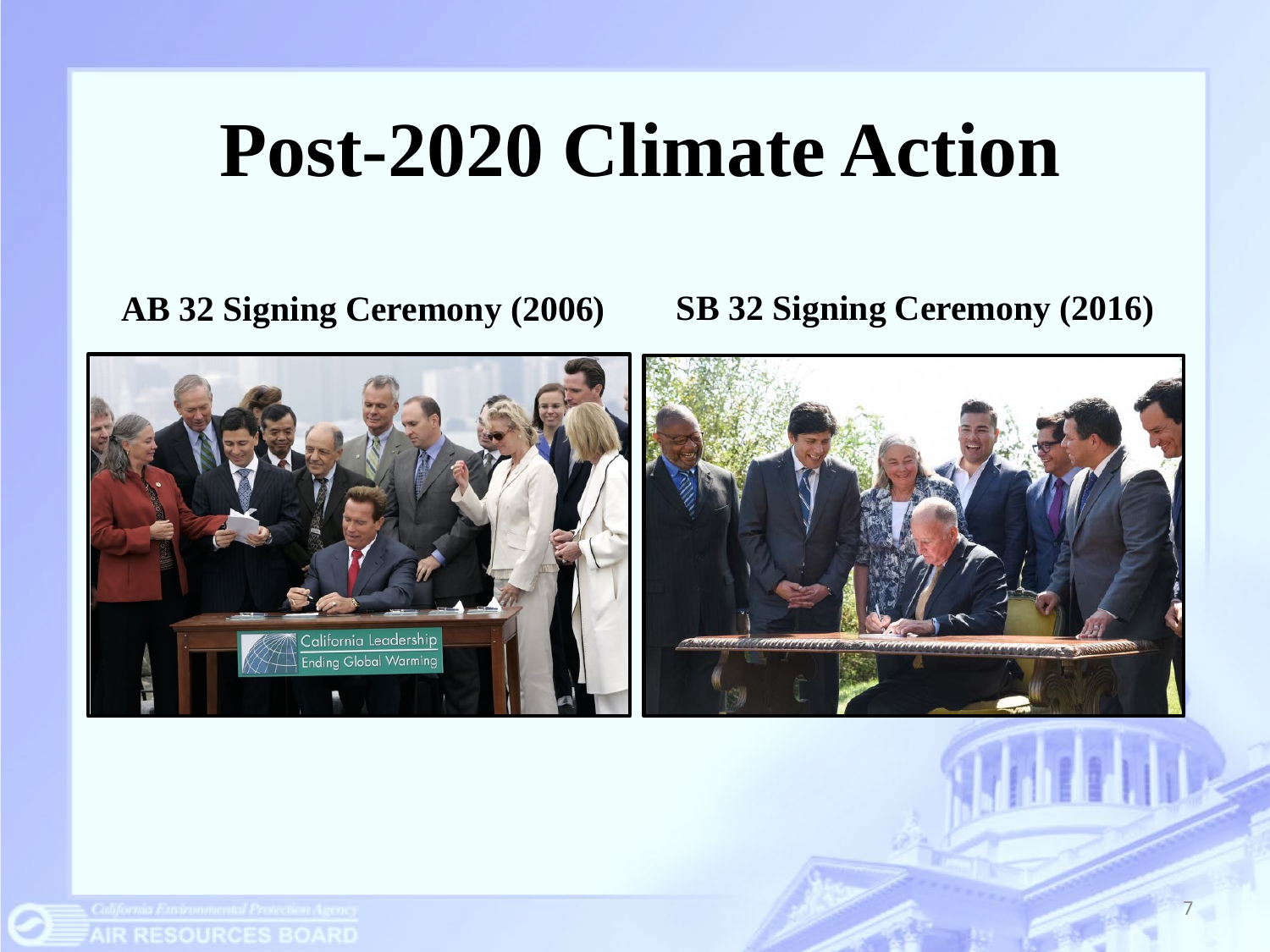# Post-2020 Climate Action

**AB 32 Signing Ceremony (2006)**

**SB 32 Signing Ceremony (2016)**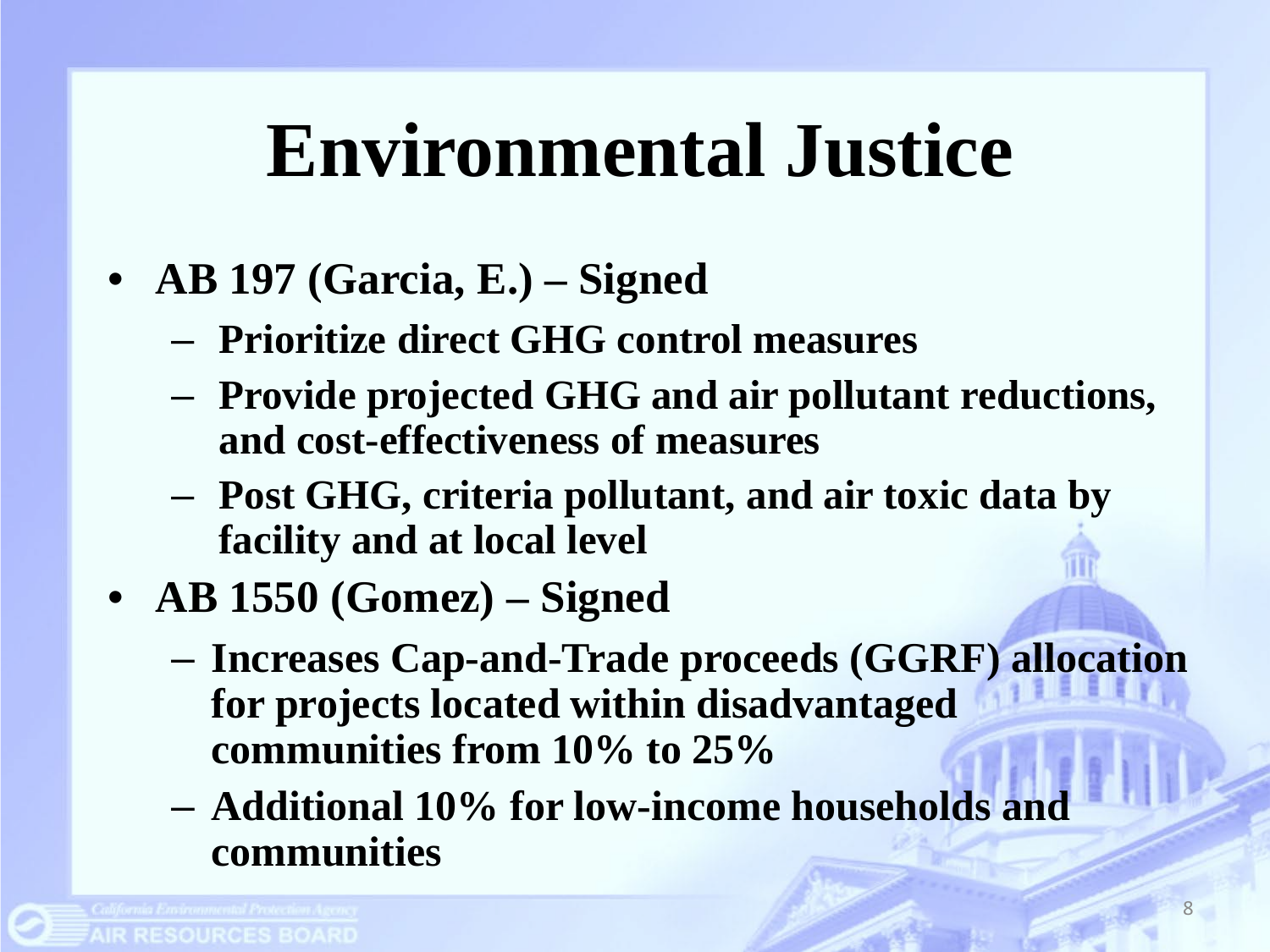# Environmental Justice

- **AB 197 (Garcia, E.) – Signed**
  - **Prioritize direct GHG control measures**
  - **Provide projected GHG and air pollutant reductions, and cost-effectiveness of measures**
  - **Post GHG, criteria pollutant, and air toxic data by facility and at local level**
- **AB 1550 (Gomez) – Signed**
  - **Increases Cap-and-Trade proceeds (GGRF) allocation for projects located within disadvantaged communities from 10% to 25%**
  - **Additional 10% for low-income households and communities**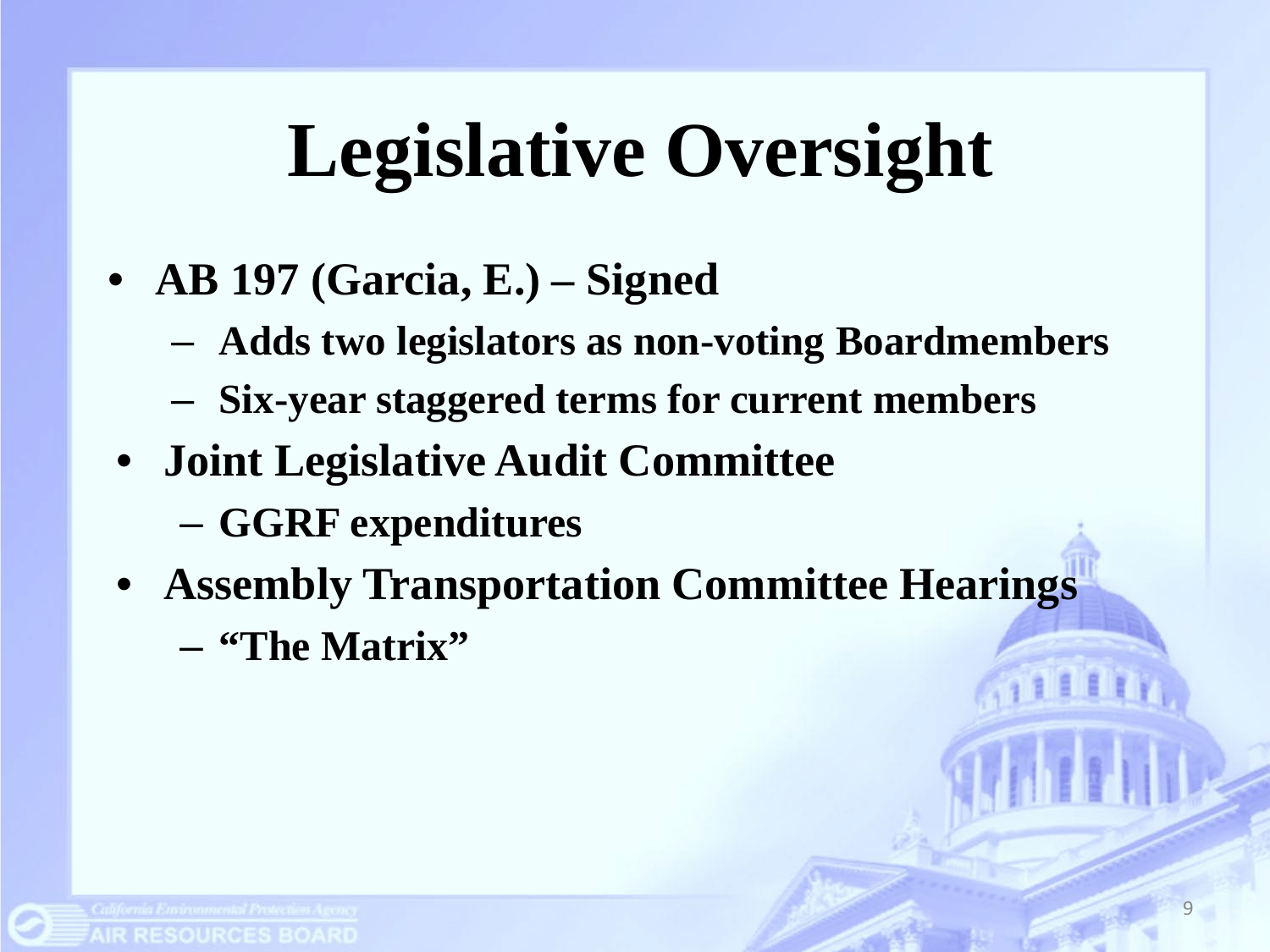# Legislative Oversight

- **AB 197 (Garcia, E.) – Signed**
  - **Adds two legislators as non-voting Boardmembers**
  - **Six-year staggered terms for current members**
- **Joint Legislative Audit Committee**
  - **GGRF expenditures**
- **Assembly Transportation Committee Hearings**
  - **"The Matrix"**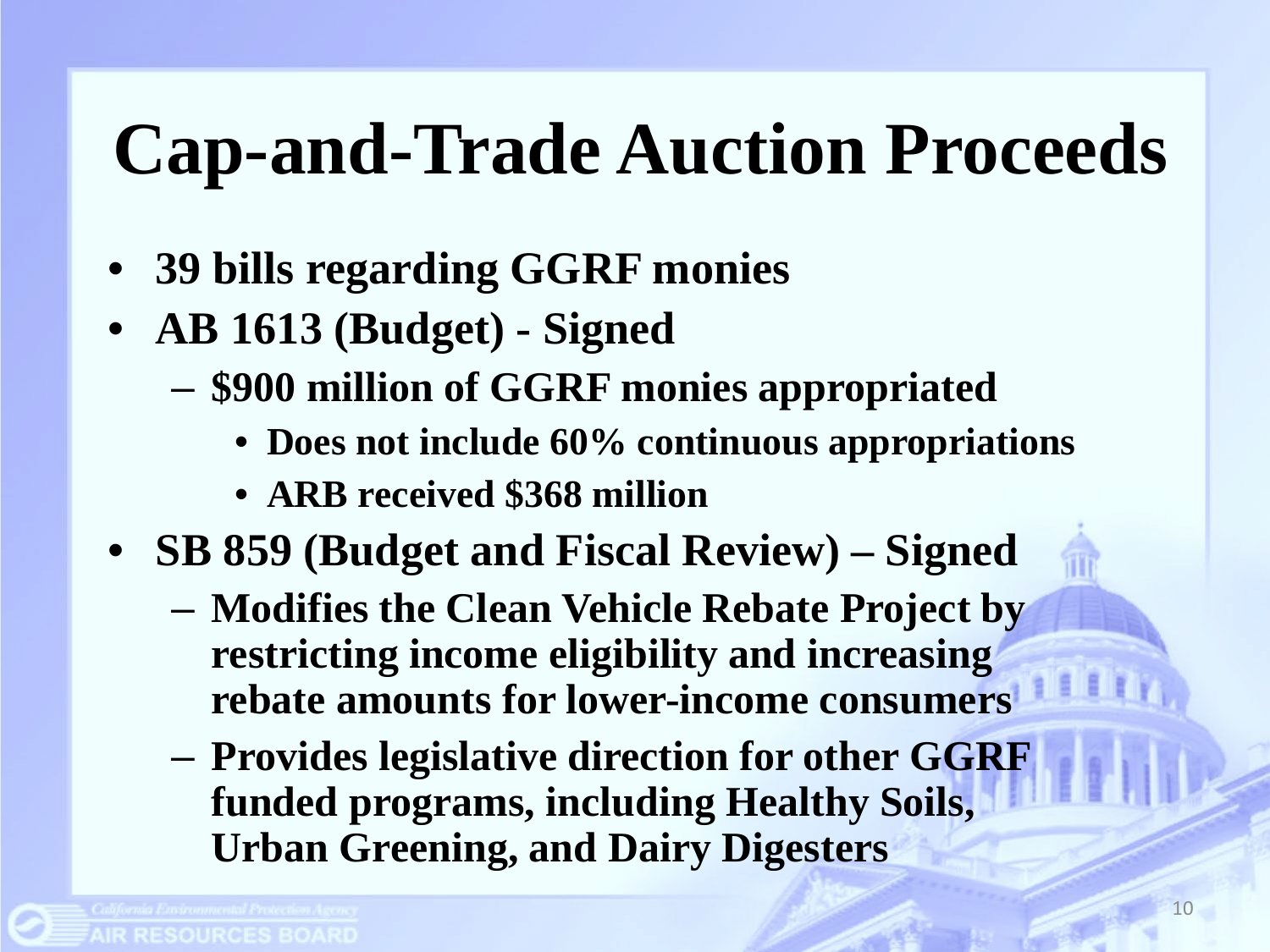# Cap-and-Trade Auction Proceeds

- **39 bills regarding GGRF monies**
- **AB 1613 (Budget) - Signed**
  - **$900 million of GGRF monies appropriated**
    - **Does not include 60% continuous appropriations**
    - **ARB received $368 million**
- **SB 859 (Budget and Fiscal Review) – Signed**
  - **Modifies the Clean Vehicle Rebate Project by restricting income eligibility and increasing rebate amounts for lower-income consumers**
  - **Provides legislative direction for other GGRF funded programs, including Healthy Soils, Urban Greening, and Dairy Digesters**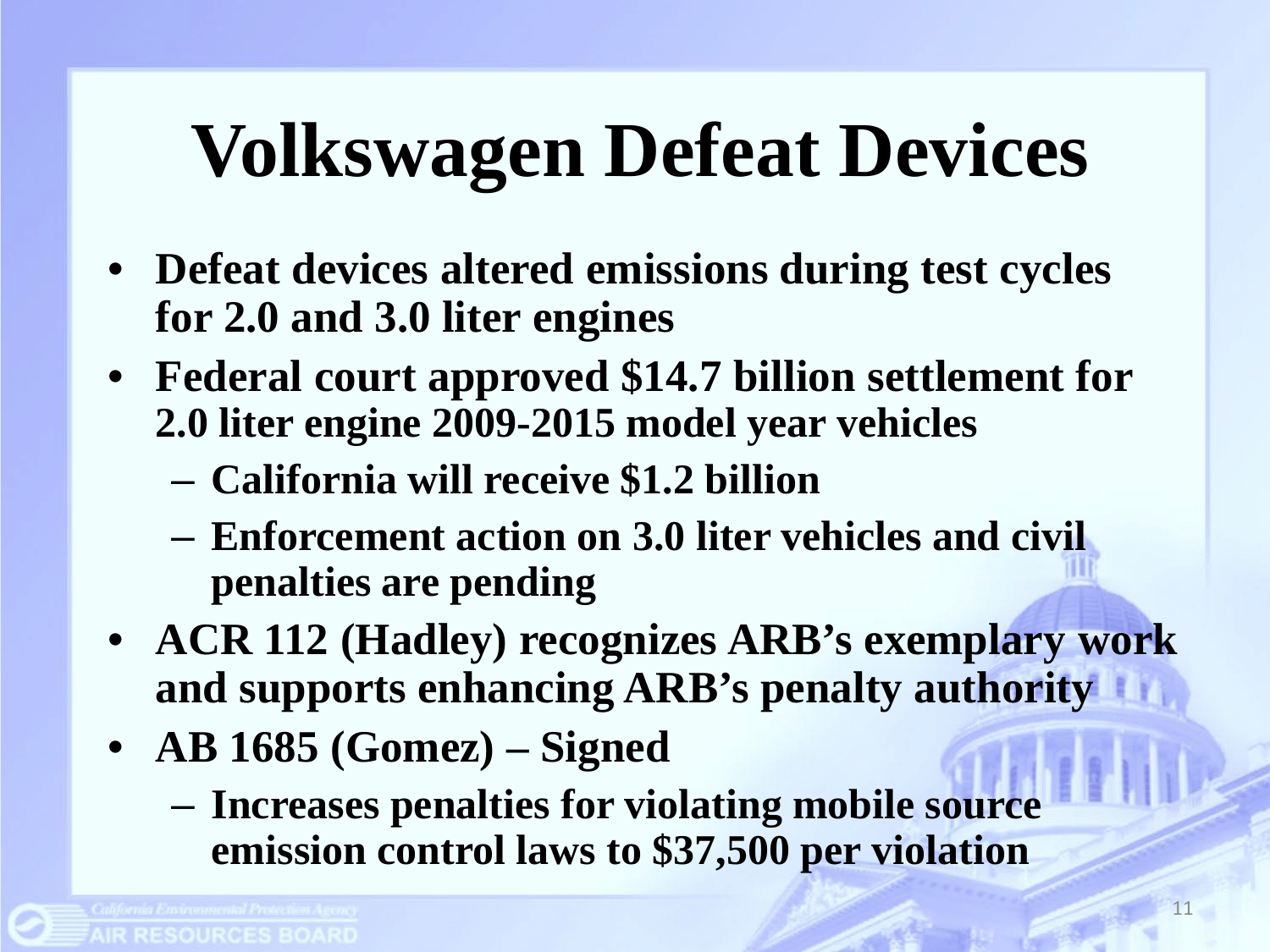# Volkswagen Defeat Devices

- **Defeat devices altered emissions during test cycles for 2.0 and 3.0 liter engines**
- **Federal court approved $14.7 billion settlement for 2.0 liter engine 2009-2015 model year vehicles**
  - **California will receive $1.2 billion**
  - **Enforcement action on 3.0 liter vehicles and civil penalties are pending**
- **ACR 112 (Hadley) recognizes ARB's exemplary work and supports enhancing ARB's penalty authority**
- **AB 1685 (Gomez) – Signed**
  - **Increases penalties for violating mobile source emission control laws to $37,500 per violation**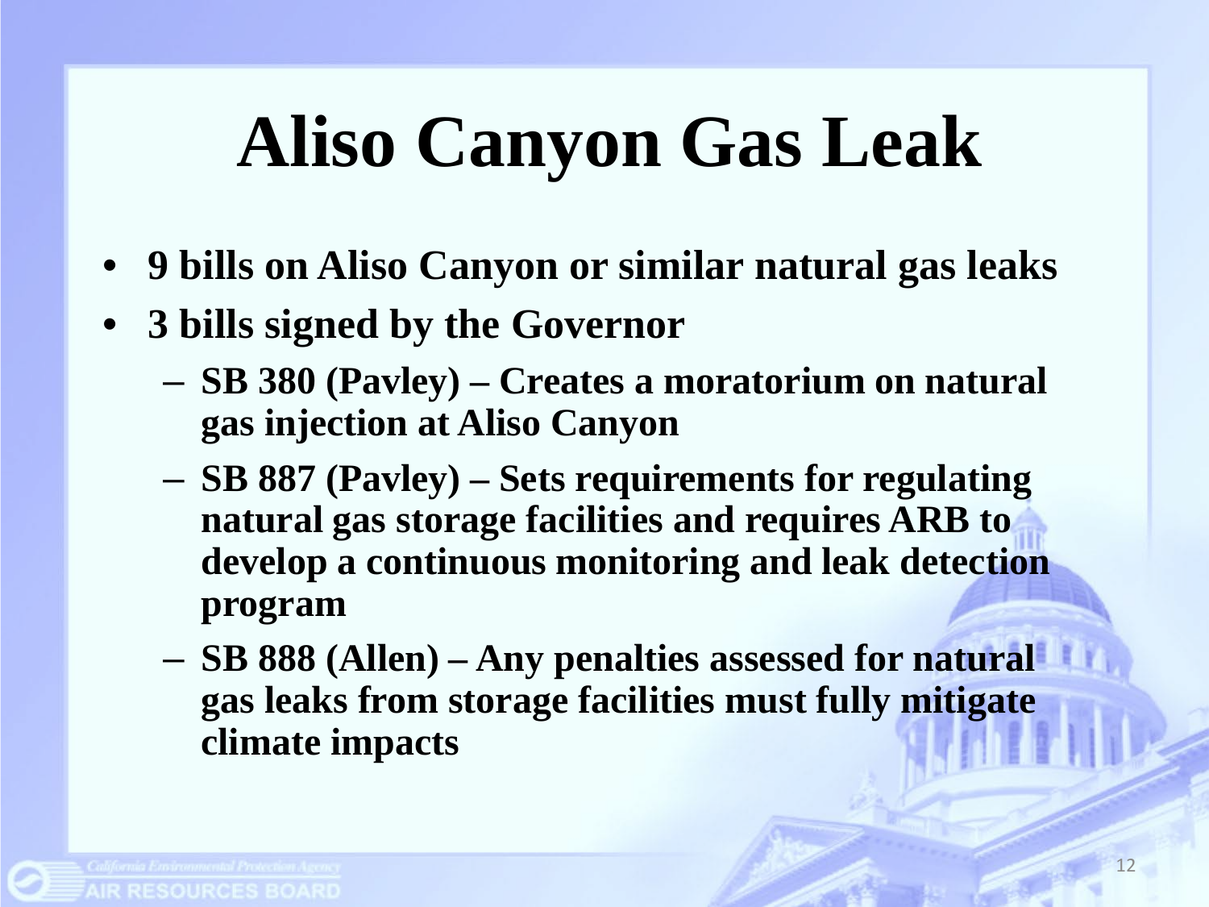# Aliso Canyon Gas Leak

- **9 bills on Aliso Canyon or similar natural gas leaks**
- **3 bills signed by the Governor**
  - **SB 380 (Pavley) – Creates a moratorium on natural gas injection at Aliso Canyon**
  - **SB 887 (Pavley) – Sets requirements for regulating natural gas storage facilities and requires ARB to develop a continuous monitoring and leak detection program**
  - **SB 888 (Allen) – Any penalties assessed for natural gas leaks from storage facilities must fully mitigate climate impacts**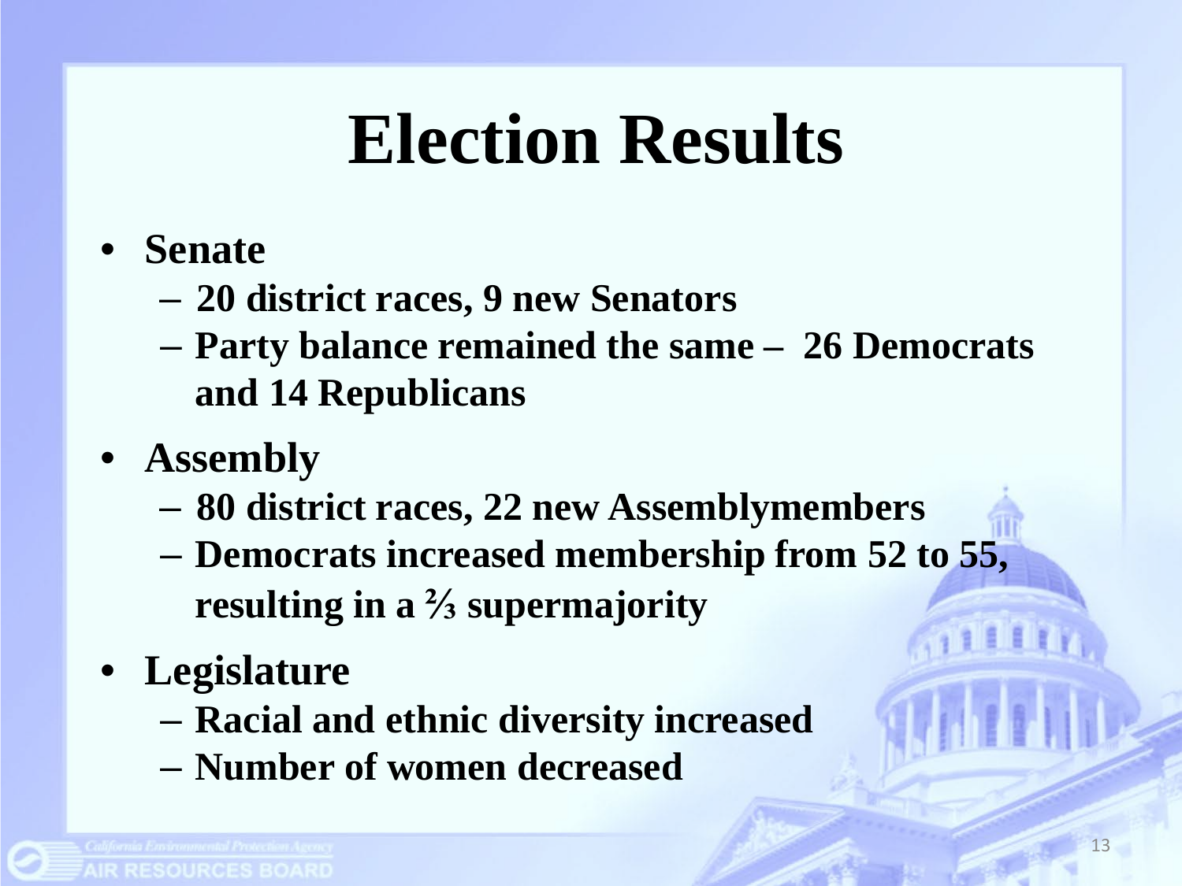# Election Results

- **Senate**
  - **20 district races, 9 new Senators**
  - **Party balance remained the same – 26 Democrats and 14 Republicans**
- **Assembly**
  - **80 district races, 22 new Assemblymembers**
  - **Democrats increased membership from 52 to 55, resulting in a ⅔ supermajority**
- **Legislature**
  - **Racial and ethnic diversity increased**
  - **Number of women decreased**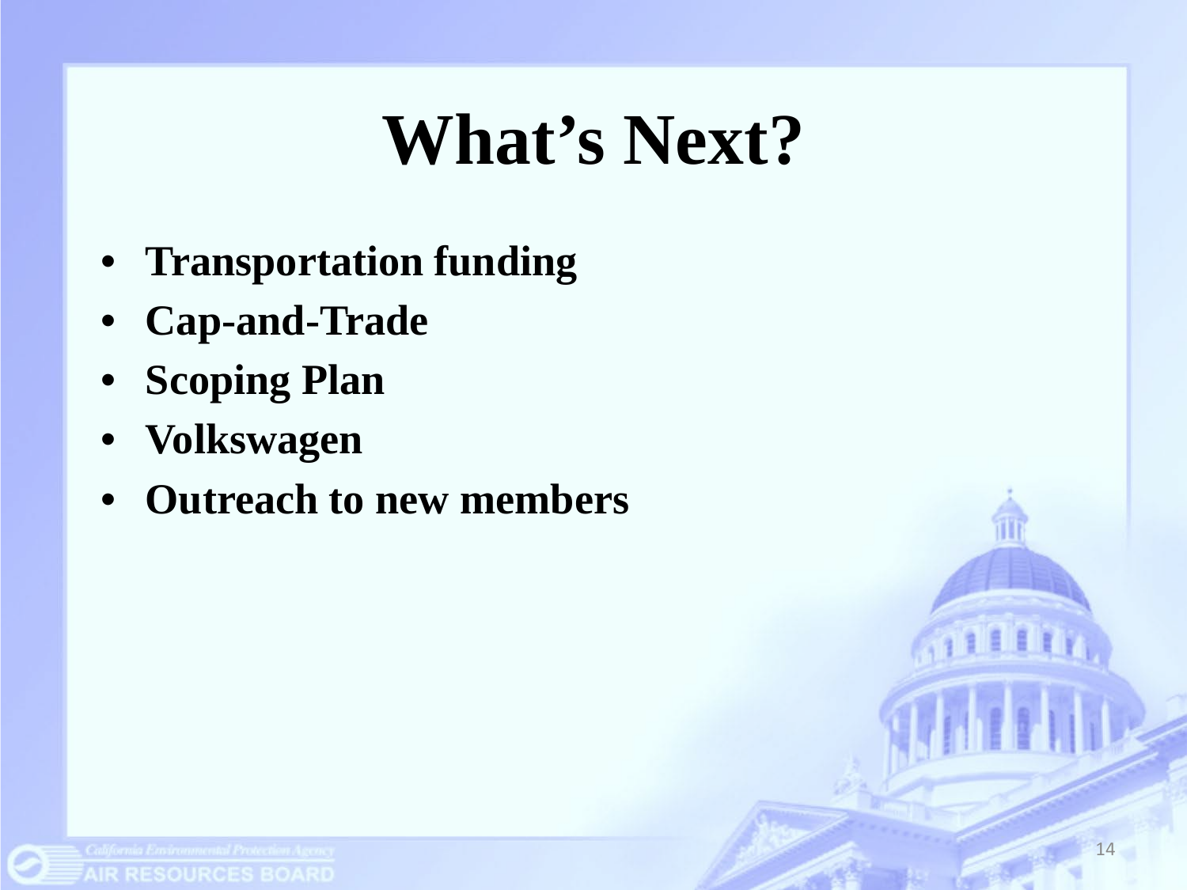# What's Next?

- **Transportation funding**
- **Cap-and-Trade**
- **Scoping Plan**
- **Volkswagen**
- **Outreach to new members**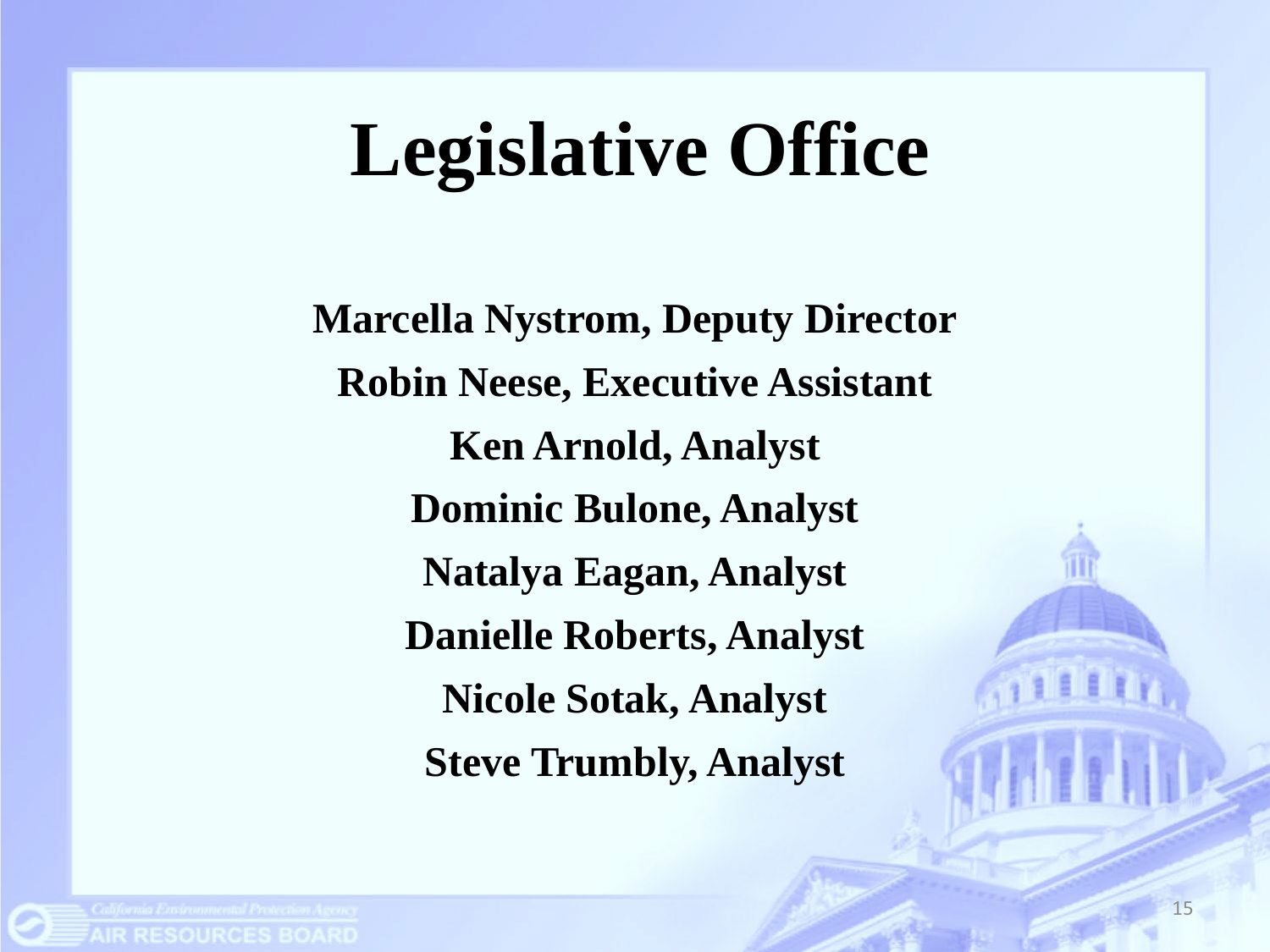# Legislative Office

**Marcella Nystrom, Deputy Director**

**Robin Neese, Executive Assistant**

**Ken Arnold, Analyst**

**Dominic Bulone, Analyst**

**Natalya Eagan, Analyst**

**Danielle Roberts, Analyst**

**Nicole Sotak, Analyst**

**Steve Trumbly, Analyst**